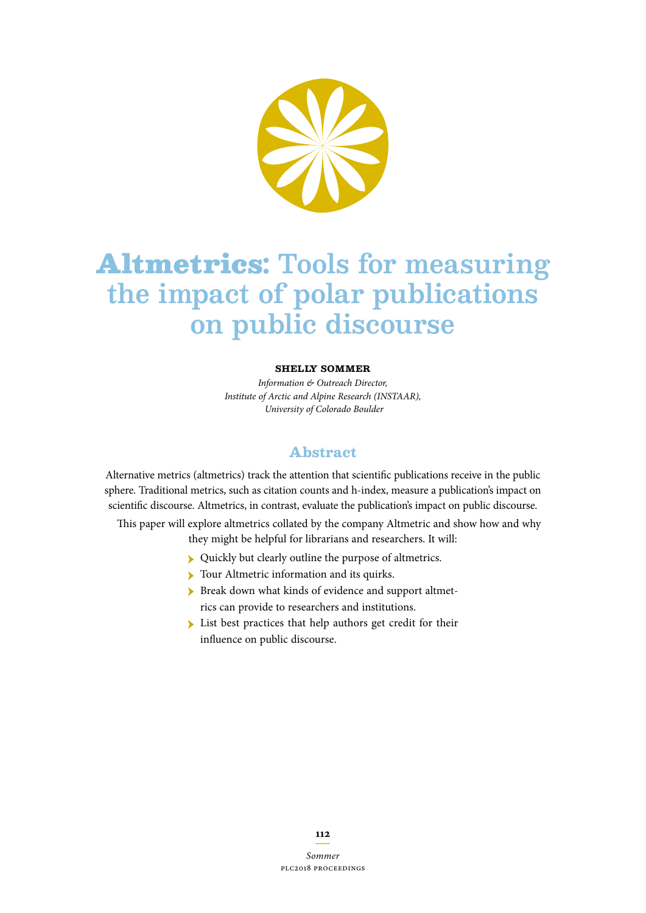# Altmetrics: Tools for measuring the impact of polar publications on public discourse

**SHELLY SOMMER**

*Information & Outreach Director,*
*Institute of Arctic and Alpine Research (INSTAAR),*
*University of Colorado Boulder*

## Abstract

Alternative metrics (altmetrics) track the attention that scientific publications receive in the public sphere. Traditional metrics, such as citation counts and h-index, measure a publication's impact on scientific discourse. Altmetrics, in contrast, evaluate the publication's impact on public discourse.

This paper will explore altmetrics collated by the company Altmetric and show how and why they might be helpful for librarians and researchers. It will:

- Quickly but clearly outline the purpose of altmetrics.
- Tour Altmetric information and its quirks.
- Break down what kinds of evidence and support altmetrics can provide to researchers and institutions.
- List best practices that help authors get credit for their influence on public discourse.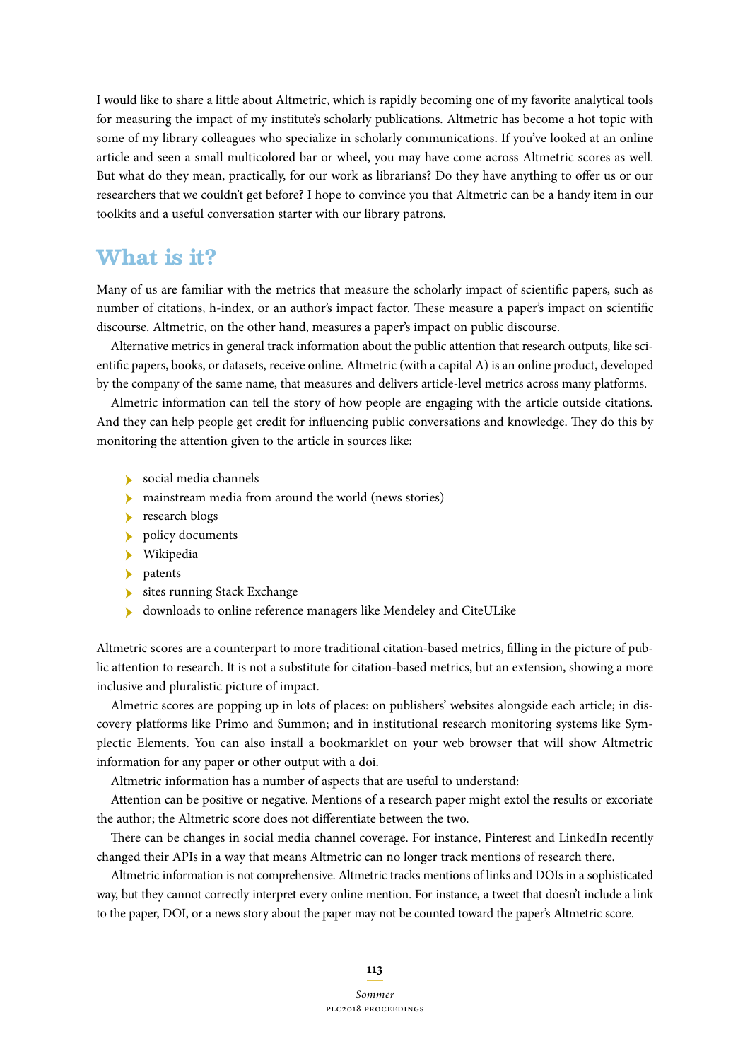I would like to share a little about Altmetric, which is rapidly becoming one of my favorite analytical tools for measuring the impact of my institute's scholarly publications. Altmetric has become a hot topic with some of my library colleagues who specialize in scholarly communications. If you've looked at an online article and seen a small multicolored bar or wheel, you may have come across Altmetric scores as well. But what do they mean, practically, for our work as librarians? Do they have anything to offer us or our researchers that we couldn't get before? I hope to convince you that Altmetric can be a handy item in our toolkits and a useful conversation starter with our library patrons.

## What is it?

Many of us are familiar with the metrics that measure the scholarly impact of scientific papers, such as number of citations, h-index, or an author's impact factor. These measure a paper's impact on scientific discourse. Altmetric, on the other hand, measures a paper's impact on public discourse.

Alternative metrics in general track information about the public attention that research outputs, like scientific papers, books, or datasets, receive online. Altmetric (with a capital A) is an online product, developed by the company of the same name, that measures and delivers article-level metrics across many platforms.

Almetric information can tell the story of how people are engaging with the article outside citations. And they can help people get credit for influencing public conversations and knowledge. They do this by monitoring the attention given to the article in sources like:

- social media channels
- mainstream media from around the world (news stories)
- research blogs
- policy documents
- Wikipedia
- patents
- sites running Stack Exchange
- downloads to online reference managers like Mendeley and CiteULike

Altmetric scores are a counterpart to more traditional citation-based metrics, filling in the picture of public attention to research. It is not a substitute for citation-based metrics, but an extension, showing a more inclusive and pluralistic picture of impact.

Almetric scores are popping up in lots of places: on publishers' websites alongside each article; in discovery platforms like Primo and Summon; and in institutional research monitoring systems like Symplectic Elements. You can also install a bookmarklet on your web browser that will show Altmetric information for any paper or other output with a doi.

Altmetric information has a number of aspects that are useful to understand:

Attention can be positive or negative. Mentions of a research paper might extol the results or excoriate the author; the Altmetric score does not differentiate between the two.

There can be changes in social media channel coverage. For instance, Pinterest and LinkedIn recently changed their APIs in a way that means Altmetric can no longer track mentions of research there.

Altmetric information is not comprehensive. Altmetric tracks mentions of links and DOIs in a sophisticated way, but they cannot correctly interpret every online mention. For instance, a tweet that doesn't include a link to the paper, DOI, or a news story about the paper may not be counted toward the paper's Altmetric score.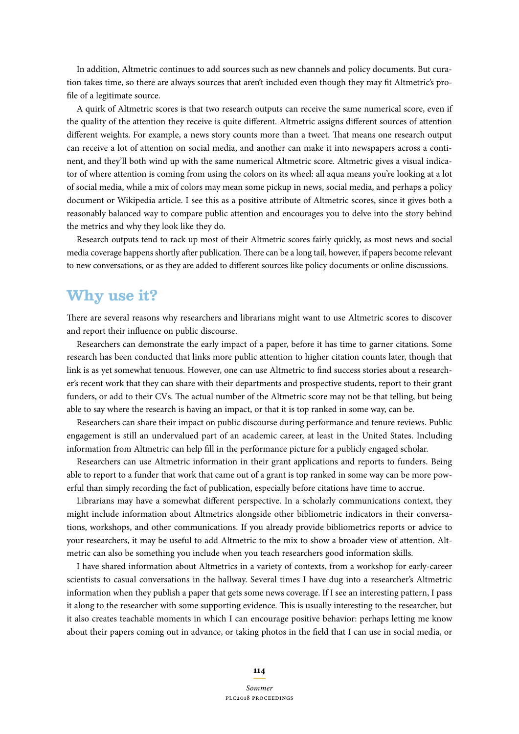In addition, Altmetric continues to add sources such as new channels and policy documents. But curation takes time, so there are always sources that aren't included even though they may fit Altmetric's profile of a legitimate source.

A quirk of Altmetric scores is that two research outputs can receive the same numerical score, even if the quality of the attention they receive is quite different. Altmetric assigns different sources of attention different weights. For example, a news story counts more than a tweet. That means one research output can receive a lot of attention on social media, and another can make it into newspapers across a continent, and they'll both wind up with the same numerical Altmetric score. Altmetric gives a visual indicator of where attention is coming from using the colors on its wheel: all aqua means you're looking at a lot of social media, while a mix of colors may mean some pickup in news, social media, and perhaps a policy document or Wikipedia article. I see this as a positive attribute of Altmetric scores, since it gives both a reasonably balanced way to compare public attention and encourages you to delve into the story behind the metrics and why they look like they do.

Research outputs tend to rack up most of their Altmetric scores fairly quickly, as most news and social media coverage happens shortly after publication. There can be a long tail, however, if papers become relevant to new conversations, or as they are added to different sources like policy documents or online discussions.

## Why use it?

There are several reasons why researchers and librarians might want to use Altmetric scores to discover and report their influence on public discourse.

Researchers can demonstrate the early impact of a paper, before it has time to garner citations. Some research has been conducted that links more public attention to higher citation counts later, though that link is as yet somewhat tenuous. However, one can use Altmetric to find success stories about a researcher's recent work that they can share with their departments and prospective students, report to their grant funders, or add to their CVs. The actual number of the Altmetric score may not be that telling, but being able to say where the research is having an impact, or that it is top ranked in some way, can be.

Researchers can share their impact on public discourse during performance and tenure reviews. Public engagement is still an undervalued part of an academic career, at least in the United States. Including information from Altmetric can help fill in the performance picture for a publicly engaged scholar.

Researchers can use Altmetric information in their grant applications and reports to funders. Being able to report to a funder that work that came out of a grant is top ranked in some way can be more powerful than simply recording the fact of publication, especially before citations have time to accrue.

Librarians may have a somewhat different perspective. In a scholarly communications context, they might include information about Altmetrics alongside other bibliometric indicators in their conversations, workshops, and other communications. If you already provide bibliometrics reports or advice to your researchers, it may be useful to add Altmetric to the mix to show a broader view of attention. Altmetric can also be something you include when you teach researchers good information skills.

I have shared information about Altmetrics in a variety of contexts, from a workshop for early-career scientists to casual conversations in the hallway. Several times I have dug into a researcher's Altmetric information when they publish a paper that gets some news coverage. If I see an interesting pattern, I pass it along to the researcher with some supporting evidence. This is usually interesting to the researcher, but it also creates teachable moments in which I can encourage positive behavior: perhaps letting me know about their papers coming out in advance, or taking photos in the field that I can use in social media, or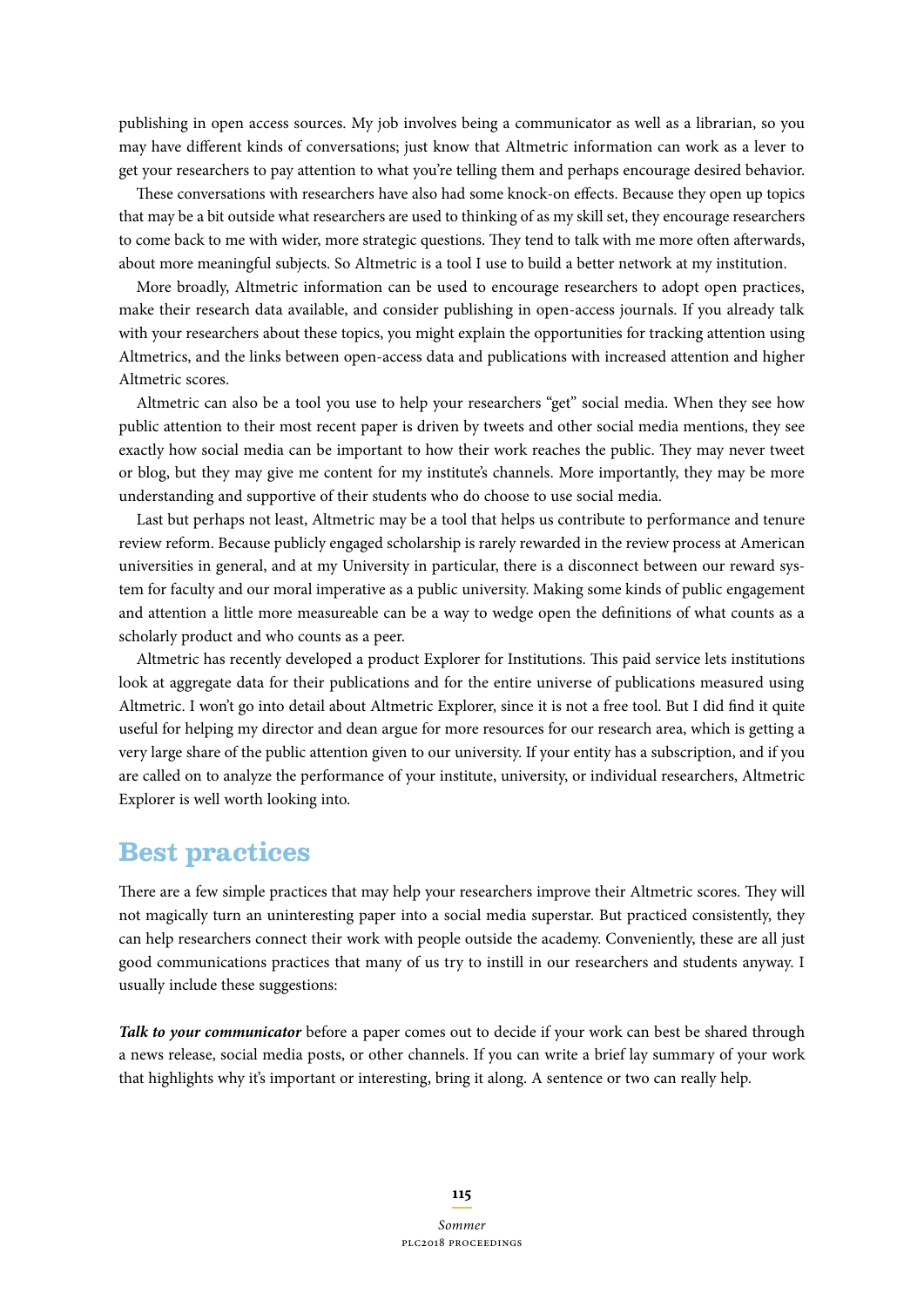publishing in open access sources. My job involves being a communicator as well as a librarian, so you may have different kinds of conversations; just know that Altmetric information can work as a lever to get your researchers to pay attention to what you're telling them and perhaps encourage desired behavior.

These conversations with researchers have also had some knock-on effects. Because they open up topics that may be a bit outside what researchers are used to thinking of as my skill set, they encourage researchers to come back to me with wider, more strategic questions. They tend to talk with me more often afterwards, about more meaningful subjects. So Altmetric is a tool I use to build a better network at my institution.

More broadly, Altmetric information can be used to encourage researchers to adopt open practices, make their research data available, and consider publishing in open-access journals. If you already talk with your researchers about these topics, you might explain the opportunities for tracking attention using Altmetrics, and the links between open-access data and publications with increased attention and higher Altmetric scores.

Altmetric can also be a tool you use to help your researchers "get" social media. When they see how public attention to their most recent paper is driven by tweets and other social media mentions, they see exactly how social media can be important to how their work reaches the public. They may never tweet or blog, but they may give me content for my institute's channels. More importantly, they may be more understanding and supportive of their students who do choose to use social media.

Last but perhaps not least, Altmetric may be a tool that helps us contribute to performance and tenure review reform. Because publicly engaged scholarship is rarely rewarded in the review process at American universities in general, and at my University in particular, there is a disconnect between our reward system for faculty and our moral imperative as a public university. Making some kinds of public engagement and attention a little more measureable can be a way to wedge open the definitions of what counts as a scholarly product and who counts as a peer.

Altmetric has recently developed a product Explorer for Institutions. This paid service lets institutions look at aggregate data for their publications and for the entire universe of publications measured using Altmetric. I won't go into detail about Altmetric Explorer, since it is not a free tool. But I did find it quite useful for helping my director and dean argue for more resources for our research area, which is getting a very large share of the public attention given to our university. If your entity has a subscription, and if you are called on to analyze the performance of your institute, university, or individual researchers, Altmetric Explorer is well worth looking into.

## Best practices

There are a few simple practices that may help your researchers improve their Altmetric scores. They will not magically turn an uninteresting paper into a social media superstar. But practiced consistently, they can help researchers connect their work with people outside the academy. Conveniently, these are all just good communications practices that many of us try to instill in our researchers and students anyway. I usually include these suggestions:

***Talk to your communicator*** before a paper comes out to decide if your work can best be shared through a news release, social media posts, or other channels. If you can write a brief lay summary of your work that highlights why it's important or interesting, bring it along. A sentence or two can really help.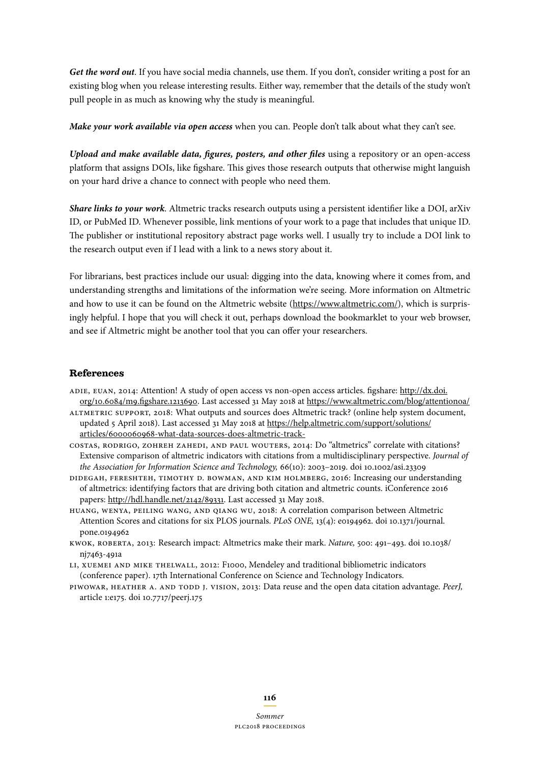***Get the word out***. If you have social media channels, use them. If you don't, consider writing a post for an existing blog when you release interesting results. Either way, remember that the details of the study won't pull people in as much as knowing why the study is meaningful.

***Make your work available via open access*** when you can. People don't talk about what they can't see.

***Upload and make available data, figures, posters, and other files*** using a repository or an open-access platform that assigns DOIs, like figshare. This gives those research outputs that otherwise might languish on your hard drive a chance to connect with people who need them.

***Share links to your work***. Altmetric tracks research outputs using a persistent identifier like a DOI, arXiv ID, or PubMed ID. Whenever possible, link mentions of your work to a page that includes that unique ID. The publisher or institutional repository abstract page works well. I usually try to include a DOI link to the research output even if I lead with a link to a news story about it.

For librarians, best practices include our usual: digging into the data, knowing where it comes from, and understanding strengths and limitations of the information we're seeing. More information on Altmetric and how to use it can be found on the Altmetric website (https://www.altmetric.com/), which is surprisingly helpful. I hope that you will check it out, perhaps download the bookmarklet to your web browser, and see if Altmetric might be another tool that you can offer your researchers.

## References

Adie, Euan, 2014: Attention! A study of open access vs non-open access articles. figshare: http://dx.doi.org/10.6084/m9.figshare.1213690. Last accessed 31 May 2018 at https://www.altmetric.com/blog/attentionoa/

Altmetric Support, 2018: What outputs and sources does Altmetric track? (online help system document, updated 5 April 2018). Last accessed 31 May 2018 at https://help.altmetric.com/support/solutions/articles/6000060968-what-data-sources-does-altmetric-track-

Costas, Rodrigo, Zohreh Zahedi, and Paul Wouters, 2014: Do "altmetrics" correlate with citations? Extensive comparison of altmetric indicators with citations from a multidisciplinary perspective. *Journal of the Association for Information Science and Technology,* 66(10): 2003–2019. doi 10.1002/asi.23309

Didegah, Fereshteh, Timothy D. Bowman, and Kim Holmberg, 2016: Increasing our understanding of altmetrics: identifying factors that are driving both citation and altmetric counts. iConference 2016 papers: http://hdl.handle.net/2142/89331. Last accessed 31 May 2018.

Huang, Wenya, Peiling Wang, and Qiang Wu, 2018: A correlation comparison between Altmetric Attention Scores and citations for six PLOS journals. *PLoS ONE,* 13(4): e0194962. doi 10.1371/journal.pone.0194962

Kwok, Roberta, 2013: Research impact: Altmetrics make their mark. *Nature,* 500: 491–493. doi 10.1038/nj7463-491a

Li, Xuemei and Mike Thelwall, 2012: F1000, Mendeley and traditional bibliometric indicators (conference paper). 17th International Conference on Science and Technology Indicators.

Piwowar, Heather A. and Todd J. Vision, 2013: Data reuse and the open data citation advantage. *PeerJ,* article 1:e175. doi 10.7717/peerj.175